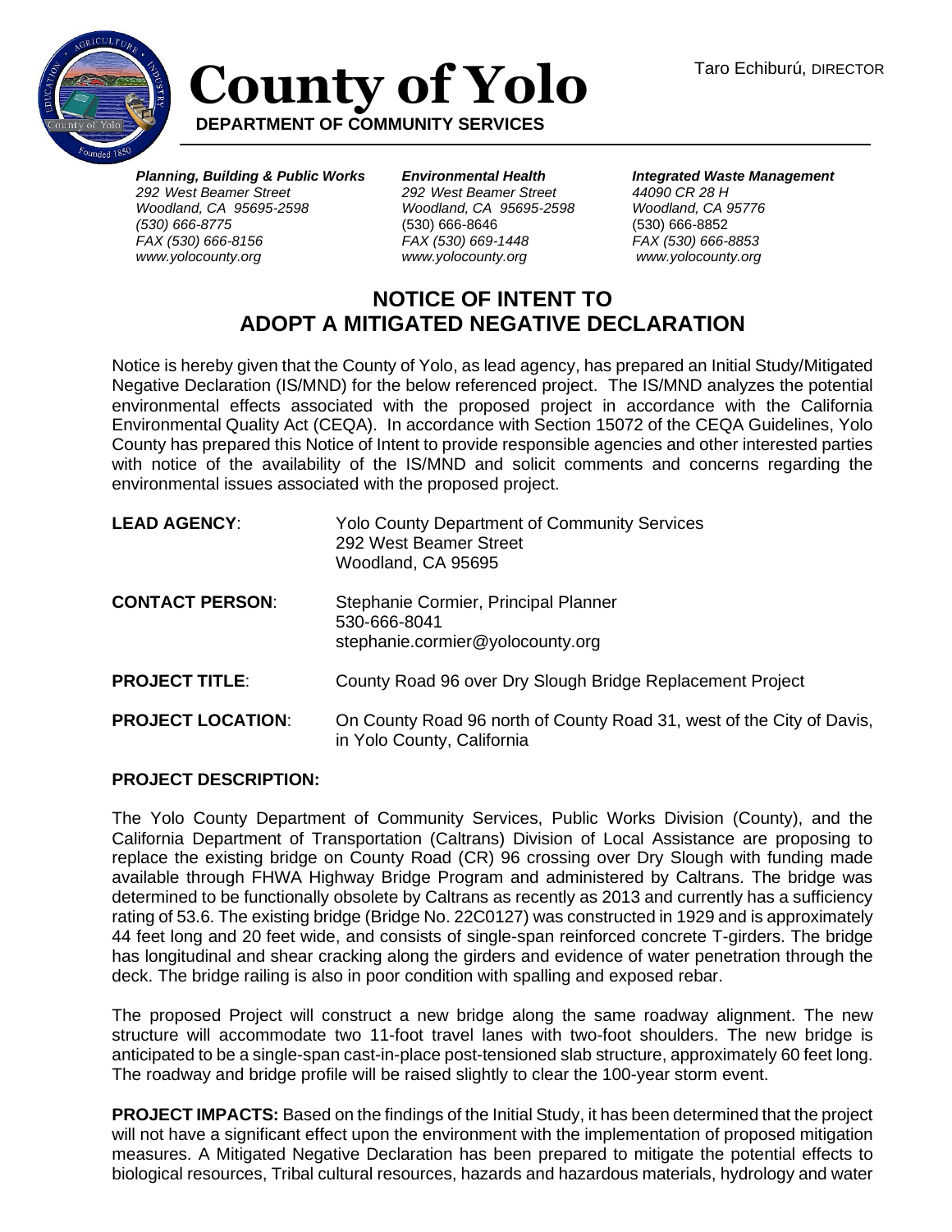# County of Yolo

**DEPARTMENT OF COMMUNITY SERVICES**

Taro Echiburú, DIRECTOR

***Planning, Building & Public Works***
*292 West Beamer Street*
*Woodland, CA 95695-2598*
*(530) 666-8775*
*FAX (530) 666-8156*
*www.yolocounty.org*

***Environmental Health***
*292 West Beamer Street*
*Woodland, CA 95695-2598*
(530) 666-8646
*FAX (530) 669-1448*
*www.yolocounty.org*

***Integrated Waste Management***
*44090 CR 28 H*
*Woodland, CA 95776*
(530) 666-8852
*FAX (530) 666-8853*
*www.yolocounty.org*

## NOTICE OF INTENT TO ADOPT A MITIGATED NEGATIVE DECLARATION

Notice is hereby given that the County of Yolo, as lead agency, has prepared an Initial Study/Mitigated Negative Declaration (IS/MND) for the below referenced project. The IS/MND analyzes the potential environmental effects associated with the proposed project in accordance with the California Environmental Quality Act (CEQA). In accordance with Section 15072 of the CEQA Guidelines, Yolo County has prepared this Notice of Intent to provide responsible agencies and other interested parties with notice of the availability of the IS/MND and solicit comments and concerns regarding the environmental issues associated with the proposed project.

**LEAD AGENCY**: Yolo County Department of Community Services
292 West Beamer Street
Woodland, CA 95695

**CONTACT PERSON**: Stephanie Cormier, Principal Planner
530-666-8041
stephanie.cormier@yolocounty.org

**PROJECT TITLE**: County Road 96 over Dry Slough Bridge Replacement Project

**PROJECT LOCATION**: On County Road 96 north of County Road 31, west of the City of Davis, in Yolo County, California

**PROJECT DESCRIPTION:**

The Yolo County Department of Community Services, Public Works Division (County), and the California Department of Transportation (Caltrans) Division of Local Assistance are proposing to replace the existing bridge on County Road (CR) 96 crossing over Dry Slough with funding made available through FHWA Highway Bridge Program and administered by Caltrans. The bridge was determined to be functionally obsolete by Caltrans as recently as 2013 and currently has a sufficiency rating of 53.6. The existing bridge (Bridge No. 22C0127) was constructed in 1929 and is approximately 44 feet long and 20 feet wide, and consists of single-span reinforced concrete T-girders. The bridge has longitudinal and shear cracking along the girders and evidence of water penetration through the deck. The bridge railing is also in poor condition with spalling and exposed rebar.

The proposed Project will construct a new bridge along the same roadway alignment. The new structure will accommodate two 11-foot travel lanes with two-foot shoulders. The new bridge is anticipated to be a single-span cast-in-place post-tensioned slab structure, approximately 60 feet long. The roadway and bridge profile will be raised slightly to clear the 100-year storm event.

**PROJECT IMPACTS:** Based on the findings of the Initial Study, it has been determined that the project will not have a significant effect upon the environment with the implementation of proposed mitigation measures. A Mitigated Negative Declaration has been prepared to mitigate the potential effects to biological resources, Tribal cultural resources, hazards and hazardous materials, hydrology and water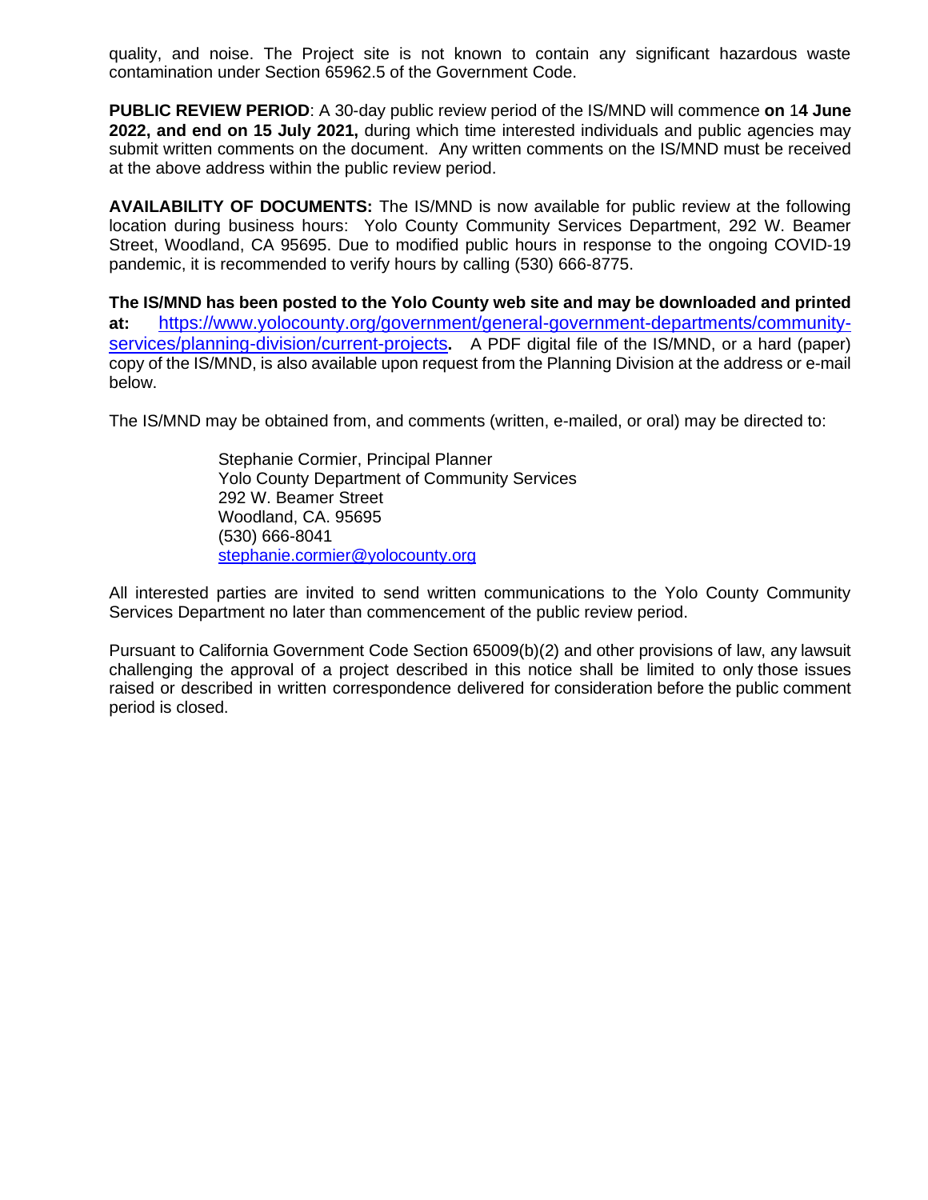quality, and noise. The Project site is not known to contain any significant hazardous waste contamination under Section 65962.5 of the Government Code.

**PUBLIC REVIEW PERIOD**: A 30-day public review period of the IS/MND will commence **on 14 June 2022, and end on 15 July 2021,** during which time interested individuals and public agencies may submit written comments on the document. Any written comments on the IS/MND must be received at the above address within the public review period.

**AVAILABILITY OF DOCUMENTS:** The IS/MND is now available for public review at the following location during business hours: Yolo County Community Services Department, 292 W. Beamer Street, Woodland, CA 95695. Due to modified public hours in response to the ongoing COVID-19 pandemic, it is recommended to verify hours by calling (530) 666-8775.

**The IS/MND has been posted to the Yolo County web site and may be downloaded and printed at:** https://www.yolocounty.org/government/general-government-departments/community-services/planning-division/current-projects**.** A PDF digital file of the IS/MND, or a hard (paper) copy of the IS/MND, is also available upon request from the Planning Division at the address or e-mail below.

The IS/MND may be obtained from, and comments (written, e-mailed, or oral) may be directed to:

> Stephanie Cormier, Principal Planner
> Yolo County Department of Community Services
> 292 W. Beamer Street
> Woodland, CA. 95695
> (530) 666-8041
> stephanie.cormier@yolocounty.org

All interested parties are invited to send written communications to the Yolo County Community Services Department no later than commencement of the public review period.

Pursuant to California Government Code Section 65009(b)(2) and other provisions of law, any lawsuit challenging the approval of a project described in this notice shall be limited to only those issues raised or described in written correspondence delivered for consideration before the public comment period is closed.